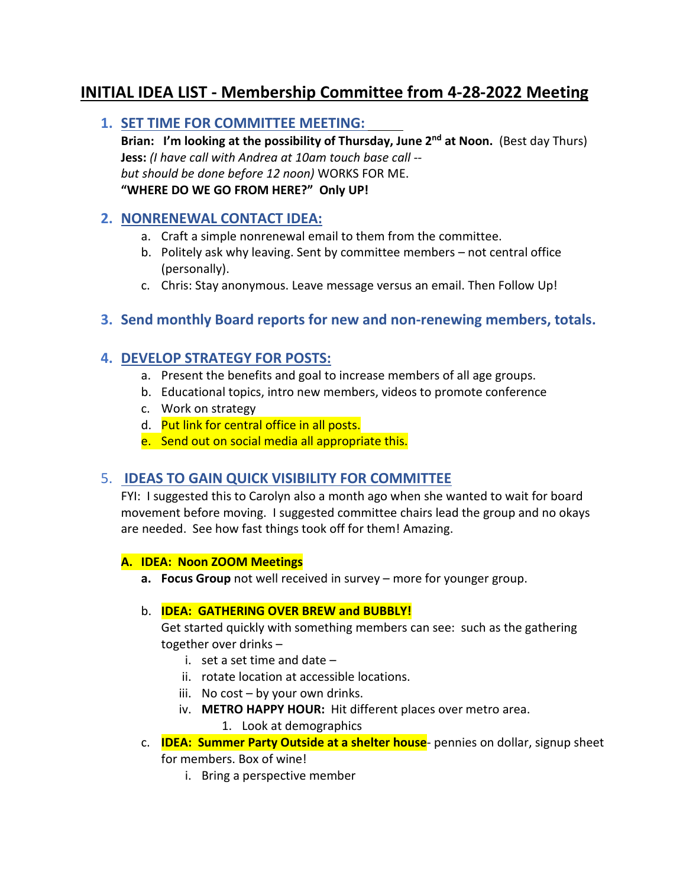# INITIAL IDEA LIST - Membership Committee from 4-28-2022 Meeting

## 1. SET TIME FOR COMMITTEE MEETING:

**Brian: I'm looking at the possibility of Thursday, June 2nd at Noon.** (Best day Thurs)
**Jess:** *(I have call with Andrea at 10am touch base call -- but should be done before 12 noon)* WORKS FOR ME.
**"WHERE DO WE GO FROM HERE?" Only UP!**

## 2. NONRENEWAL CONTACT IDEA:

a. Craft a simple nonrenewal email to them from the committee.
b. Politely ask why leaving. Sent by committee members – not central office (personally).
c. Chris: Stay anonymous. Leave message versus an email. Then Follow Up!

## 3. Send monthly Board reports for new and non-renewing members, totals.

## 4. DEVELOP STRATEGY FOR POSTS:

a. Present the benefits and goal to increase members of all age groups.
b. Educational topics, intro new members, videos to promote conference
c. Work on strategy
d. Put link for central office in all posts.
e. Send out on social media all appropriate this.

## 5. IDEAS TO GAIN QUICK VISIBILITY FOR COMMITTEE

FYI: I suggested this to Carolyn also a month ago when she wanted to wait for board movement before moving. I suggested committee chairs lead the group and no okays are needed. See how fast things took off for them! Amazing.

**A. IDEA: Noon ZOOM Meetings**

a. **Focus Group** not well received in survey – more for younger group.

b. **IDEA: GATHERING OVER BREW and BUBBLY!**
Get started quickly with something members can see: such as the gathering together over drinks –
   i. set a set time and date –
   ii. rotate location at accessible locations.
   iii. No cost – by your own drinks.
   iv. **METRO HAPPY HOUR:** Hit different places over metro area.
      1. Look at demographics

c. **IDEA: Summer Party Outside at a shelter house**- pennies on dollar, signup sheet for members. Box of wine!
   i. Bring a perspective member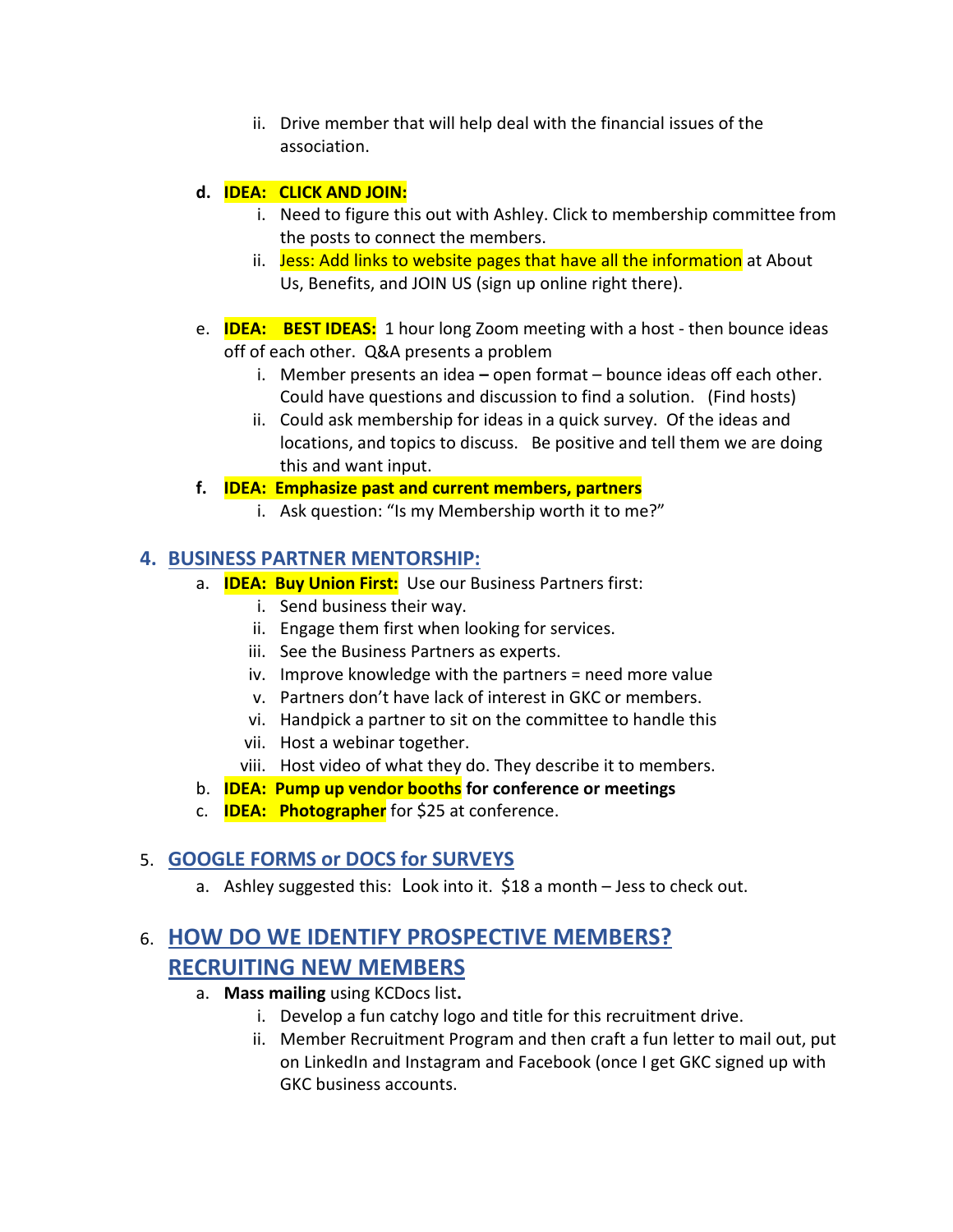ii. Drive member that will help deal with the financial issues of the association.

**d. IDEA: CLICK AND JOIN:**

   i. Need to figure this out with Ashley. Click to membership committee from the posts to connect the members.
   ii. Jess: Add links to website pages that have all the information at About Us, Benefits, and JOIN US (sign up online right there).

e. **IDEA: BEST IDEAS:** 1 hour long Zoom meeting with a host - then bounce ideas off of each other. Q&A presents a problem

   i. Member presents an idea **–** open format – bounce ideas off each other. Could have questions and discussion to find a solution. (Find hosts)
   ii. Could ask membership for ideas in a quick survey. Of the ideas and locations, and topics to discuss. Be positive and tell them we are doing this and want input.

**f. IDEA: Emphasize past and current members, partners**

   i. Ask question: "Is my Membership worth it to me?"

## 4. BUSINESS PARTNER MENTORSHIP:

a. **IDEA: Buy Union First:** Use our Business Partners first:

   i. Send business their way.
   ii. Engage them first when looking for services.
   iii. See the Business Partners as experts.
   iv. Improve knowledge with the partners = need more value
   v. Partners don't have lack of interest in GKC or members.
   vi. Handpick a partner to sit on the committee to handle this
   vii. Host a webinar together.
   viii. Host video of what they do. They describe it to members.

b. **IDEA: Pump up vendor booths for conference or meetings**

c. **IDEA: Photographer** for $25 at conference.

## 5. GOOGLE FORMS or DOCS for SURVEYS

a. Ashley suggested this: Look into it. $18 a month – Jess to check out.

## 6. HOW DO WE IDENTIFY PROSPECTIVE MEMBERS? RECRUITING NEW MEMBERS

a. **Mass mailing** using KCDocs list**.**

   i. Develop a fun catchy logo and title for this recruitment drive.
   ii. Member Recruitment Program and then craft a fun letter to mail out, put on LinkedIn and Instagram and Facebook (once I get GKC signed up with GKC business accounts.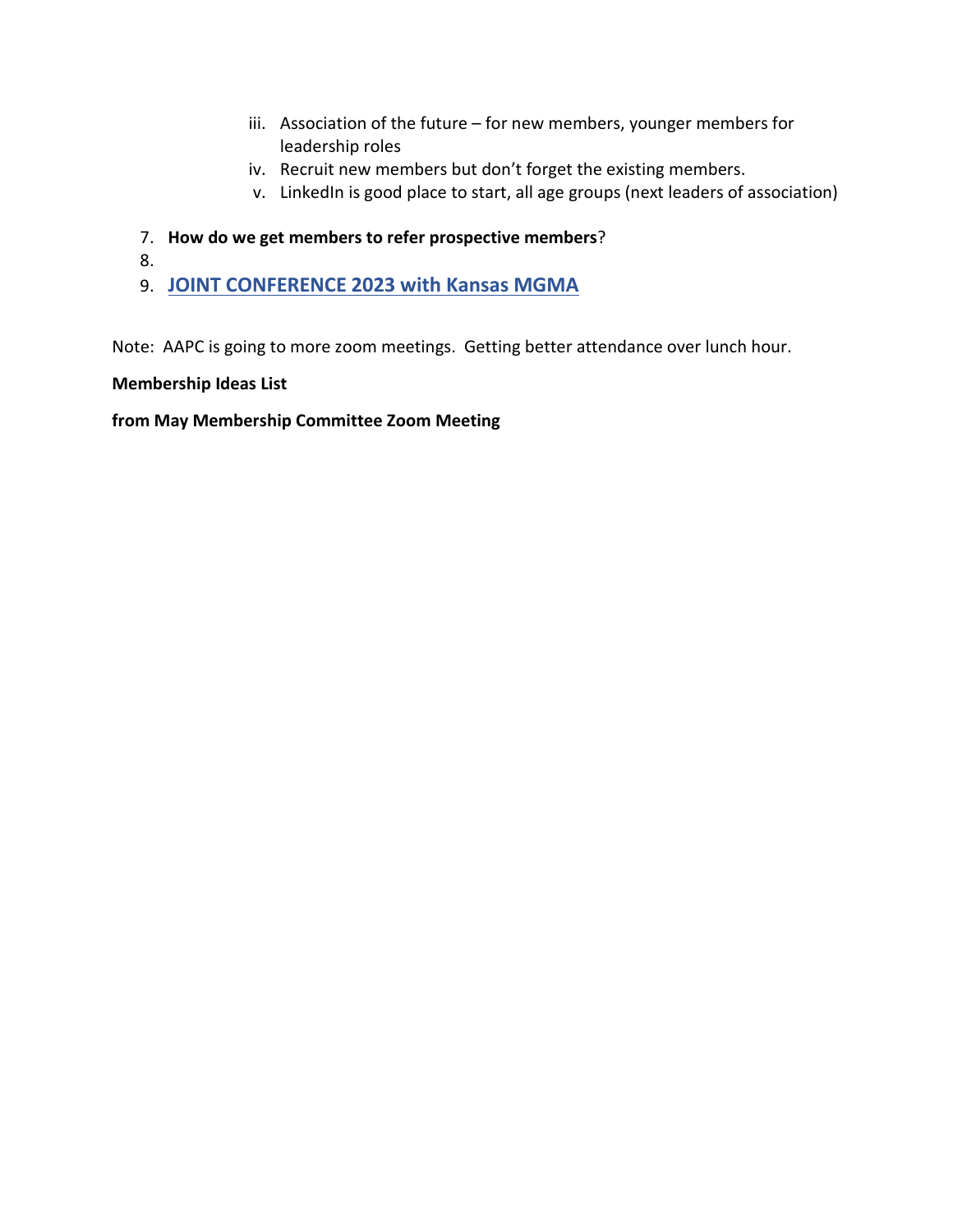iii. Association of the future – for new members, younger members for leadership roles
   iv. Recruit new members but don't forget the existing members.
   v. LinkedIn is good place to start, all age groups (next leaders of association)

7. **How do we get members to refer prospective members**?
8. 
9. **JOINT CONFERENCE 2023 with Kansas MGMA**

Note: AAPC is going to more zoom meetings. Getting better attendance over lunch hour.

**Membership Ideas List**

**from May Membership Committee Zoom Meeting**